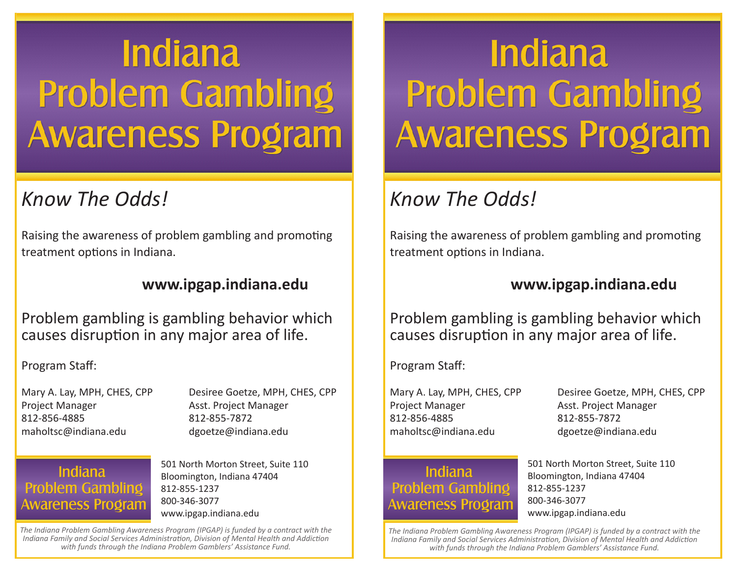# Indiana Problem Gambling Awareness Program

*Know The Odds!*

Raising the awareness of problem gambling and promoting treatment options in Indiana.

**www.ipgap.indiana.edu**

Problem gambling is gambling behavior which causes disruption in any major area of life.

Program Staff:

Mary A. Lay, MPH, CHES, CPP
Project Manager
812-856-4885
maholtsc@indiana.edu

Desiree Goetze, MPH, CHES, CPP
Asst. Project Manager
812-855-7872
dgoetze@indiana.edu

Indiana Problem Gambling Awareness Program

501 North Morton Street, Suite 110
Bloomington, Indiana 47404
812-855-1237
800-346-3077
www.ipgap.indiana.edu

*The Indiana Problem Gambling Awareness Program (IPGAP) is funded by a contract with the Indiana Family and Social Services Administration, Division of Mental Health and Addiction with funds through the Indiana Problem Gamblers' Assistance Fund.*

# Indiana Problem Gambling Awareness Program

*Know The Odds!*

Raising the awareness of problem gambling and promoting treatment options in Indiana.

**www.ipgap.indiana.edu**

Problem gambling is gambling behavior which causes disruption in any major area of life.

Program Staff:

Mary A. Lay, MPH, CHES, CPP
Project Manager
812-856-4885
maholtsc@indiana.edu

Desiree Goetze, MPH, CHES, CPP
Asst. Project Manager
812-855-7872
dgoetze@indiana.edu

Indiana Problem Gambling Awareness Program

501 North Morton Street, Suite 110
Bloomington, Indiana 47404
812-855-1237
800-346-3077
www.ipgap.indiana.edu

*The Indiana Problem Gambling Awareness Program (IPGAP) is funded by a contract with the Indiana Family and Social Services Administration, Division of Mental Health and Addiction with funds through the Indiana Problem Gamblers' Assistance Fund.*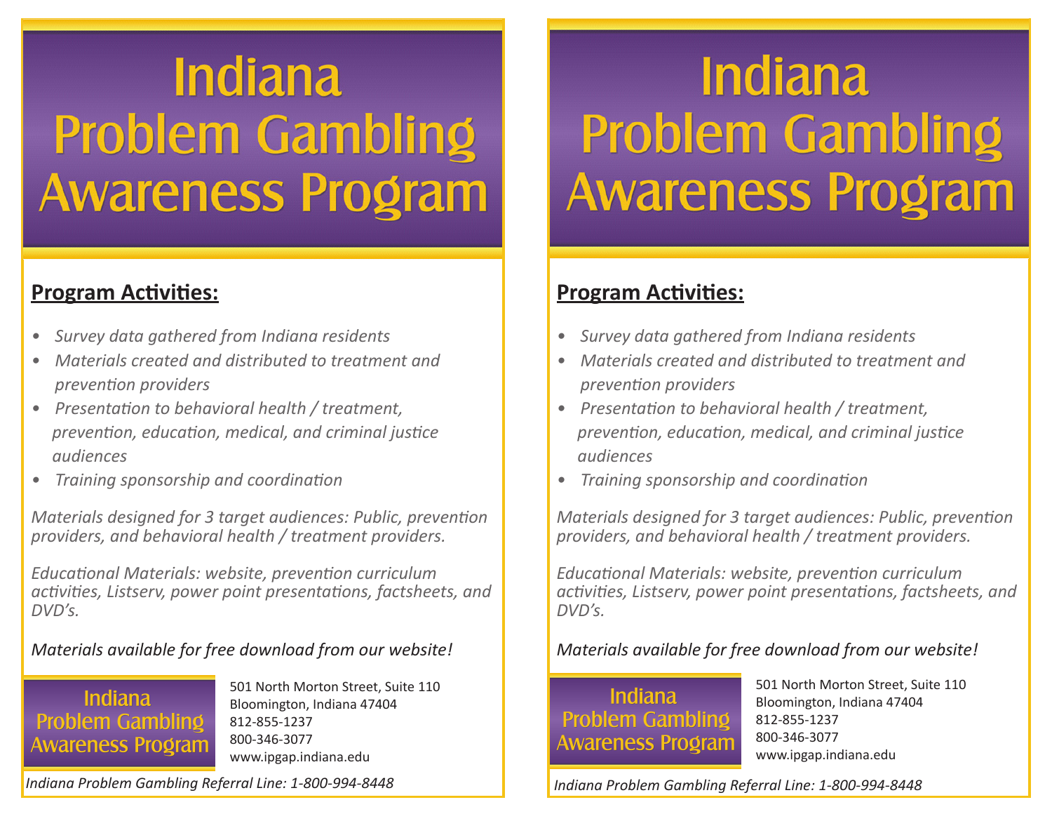# Indiana Problem Gambling Awareness Program

## Program Activities:

- *Survey data gathered from Indiana residents*
- *Materials created and distributed to treatment and prevention providers*
- *Presentation to behavioral health / treatment, prevention, education, medical, and criminal justice audiences*
- *Training sponsorship and coordination*

*Materials designed for 3 target audiences: Public, prevention providers, and behavioral health / treatment providers.*

*Educational Materials: website, prevention curriculum activities, Listserv, power point presentations, factsheets, and DVD's.*

*Materials available for free download from our website!*

Indiana Problem Gambling Awareness Program

501 North Morton Street, Suite 110
Bloomington, Indiana 47404
812-855-1237
800-346-3077
www.ipgap.indiana.edu

*Indiana Problem Gambling Referral Line: 1-800-994-8448*

# Indiana Problem Gambling Awareness Program

## Program Activities:

- *Survey data gathered from Indiana residents*
- *Materials created and distributed to treatment and prevention providers*
- *Presentation to behavioral health / treatment, prevention, education, medical, and criminal justice audiences*
- *Training sponsorship and coordination*

*Materials designed for 3 target audiences: Public, prevention providers, and behavioral health / treatment providers.*

*Educational Materials: website, prevention curriculum activities, Listserv, power point presentations, factsheets, and DVD's.*

*Materials available for free download from our website!*

Indiana Problem Gambling Awareness Program

501 North Morton Street, Suite 110
Bloomington, Indiana 47404
812-855-1237
800-346-3077
www.ipgap.indiana.edu

*Indiana Problem Gambling Referral Line: 1-800-994-8448*